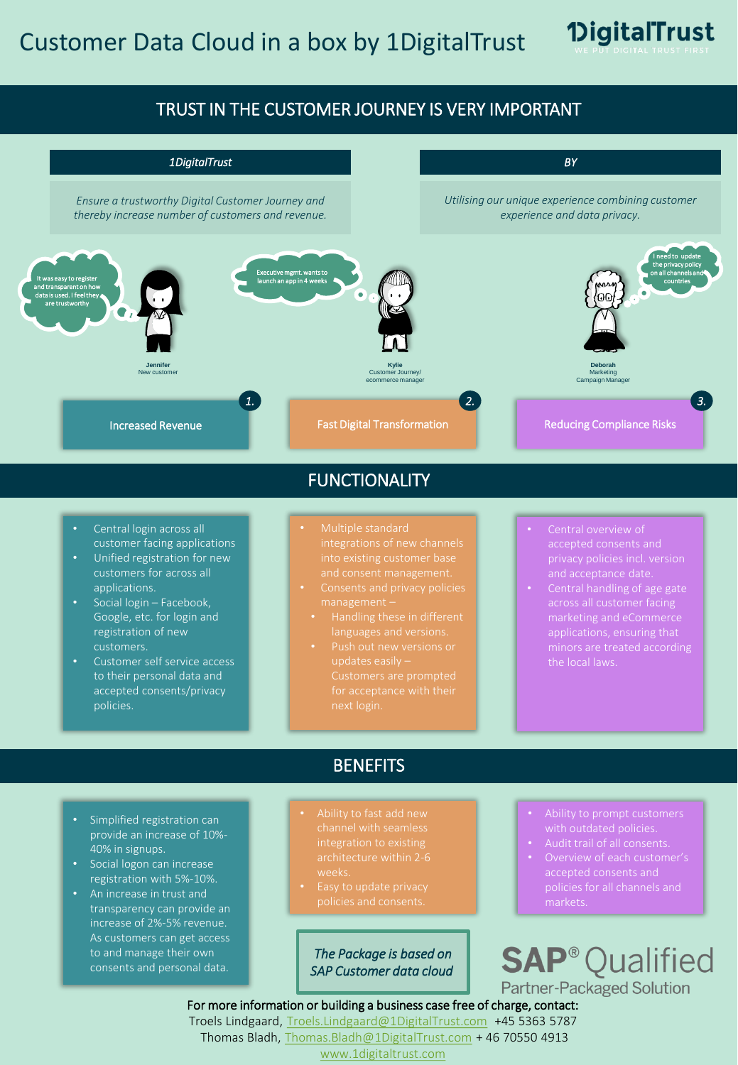# Customer Data Cloud in a box by 1DigitalTrust

1DigitalTrust
WE PUT DIGITAL TRUST FIRST

## TRUST IN THE CUSTOMER JOURNEY IS VERY IMPORTANT

| *1DigitalTrust* | *BY* |
| --- | --- |
| *Ensure a trustworthy Digital Customer Journey and thereby increase number of customers and revenue.* | *Utilising our unique experience combining customer experience and data privacy.* |

"It was easy to register and transparent on how data is used. I feel they are trustworthy"
**Jennifer**
New customer

"Executive mgmt. wants to launch an app in 4 weeks"
**Kylie**
Customer Journey/ ecommerce manager

"I need to update the privacy policy on all channels and countries"
**Deborah**
Marketing Campaign Manager

| 1. Increased Revenue | 2. Fast Digital Transformation | 3. Reducing Compliance Risks |
| --- | --- | --- |

## FUNCTIONALITY

**1. Increased Revenue**

- Central login across all customer facing applications
- Unified registration for new customers for across all applications.
- Social login – Facebook, Google, etc. for login and registration of new customers.
- Customer self service access to their personal data and accepted consents/privacy policies.

**2. Fast Digital Transformation**

- Multiple standard integrations of new channels into existing customer base and consent management.
- Consents and privacy policies management –
  - Handling these in different languages and versions.
  - Push out new versions or updates easily – Customers are prompted for acceptance with their next login.

**3. Reducing Compliance Risks**

- Central overview of accepted consents and privacy policies incl. version and acceptance date.
- Central handling of age gate across all customer facing marketing and eCommerce applications, ensuring that minors are treated according the local laws.

## BENEFITS

**1. Increased Revenue**

- Simplified registration can provide an increase of 10%-40% in signups.
- Social logon can increase registration with 5%-10%.
- An increase in trust and transparency can provide an increase of 2%-5% revenue. As customers can get access to and manage their own consents and personal data.

**2. Fast Digital Transformation**

- Ability to fast add new channel with seamless integration to existing architecture within 2-6 weeks.
- Easy to update privacy policies and consents.

**3. Reducing Compliance Risks**

- Ability to prompt customers with outdated policies.
- Audit trail of all consents.
- Overview of each customer's accepted consents and policies for all channels and markets.

*The Package is based on SAP Customer data cloud*

SAP® Qualified
Partner-Packaged Solution

For more information or building a business case free of charge, contact:
Troels Lindgaard, Troels.Lindgaard@1DigitalTrust.com +45 5363 5787
Thomas Bladh, Thomas.Bladh@1DigitalTrust.com + 46 70550 4913
www.1digitaltrust.com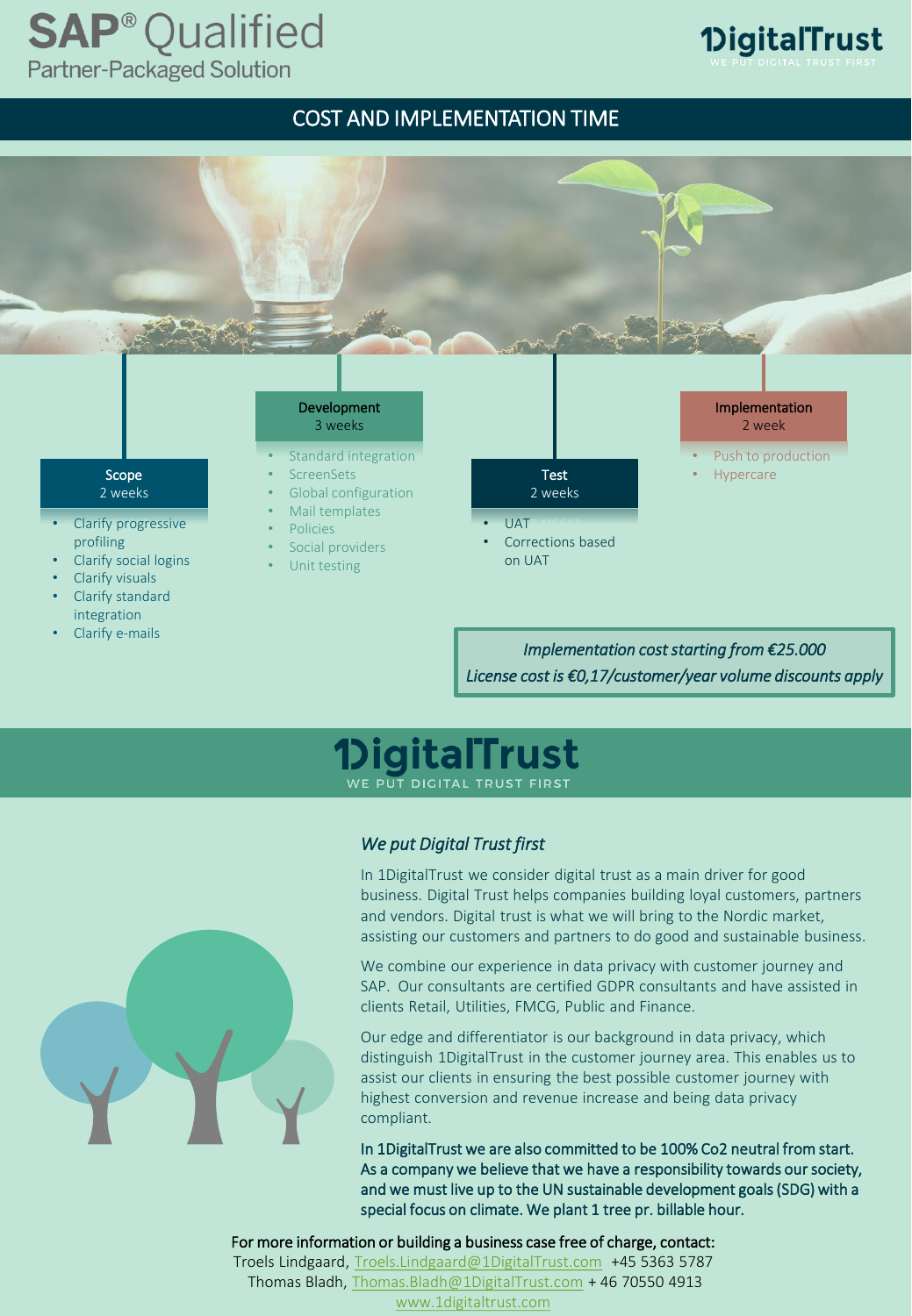SAP® Qualified
Partner-Packaged Solution

1DigitalTrust
WE PUT DIGITAL TRUST FIRST

## COST AND IMPLEMENTATION TIME

**Scope**
2 weeks

- Clarify progressive profiling
- Clarify social logins
- Clarify visuals
- Clarify standard integration
- Clarify e-mails

**Development**
3 weeks

- Standard integration
- ScreenSets
- Global configuration
- Mail templates
- Policies
- Social providers
- Unit testing

**Test**
2 weeks

- UAT
- Corrections based on UAT

**Implementation**
2 week

- Push to production
- Hypercare

*Implementation cost starting from €25.000*
*License cost is €0,17/customer/year volume discounts apply*

# 1DigitalTrust
WE PUT DIGITAL TRUST FIRST

### *We put Digital Trust first*

In 1DigitalTrust we consider digital trust as a main driver for good business. Digital Trust helps companies building loyal customers, partners and vendors. Digital trust is what we will bring to the Nordic market, assisting our customers and partners to do good and sustainable business.

We combine our experience in data privacy with customer journey and SAP. Our consultants are certified GDPR consultants and have assisted in clients Retail, Utilities, FMCG, Public and Finance.

Our edge and differentiator is our background in data privacy, which distinguish 1DigitalTrust in the customer journey area. This enables us to assist our clients in ensuring the best possible customer journey with highest conversion and revenue increase and being data privacy compliant.

In 1DigitalTrust we are also committed to be 100% Co2 neutral from start. As a company we believe that we have a responsibility towards our society, and we must live up to the UN sustainable development goals (SDG) with a special focus on climate. We plant 1 tree pr. billable hour.

For more information or building a business case free of charge, contact:
Troels Lindgaard, Troels.Lindgaard@1DigitalTrust.com +45 5363 5787
Thomas Bladh, Thomas.Bladh@1DigitalTrust.com + 46 70550 4913
www.1digitaltrust.com